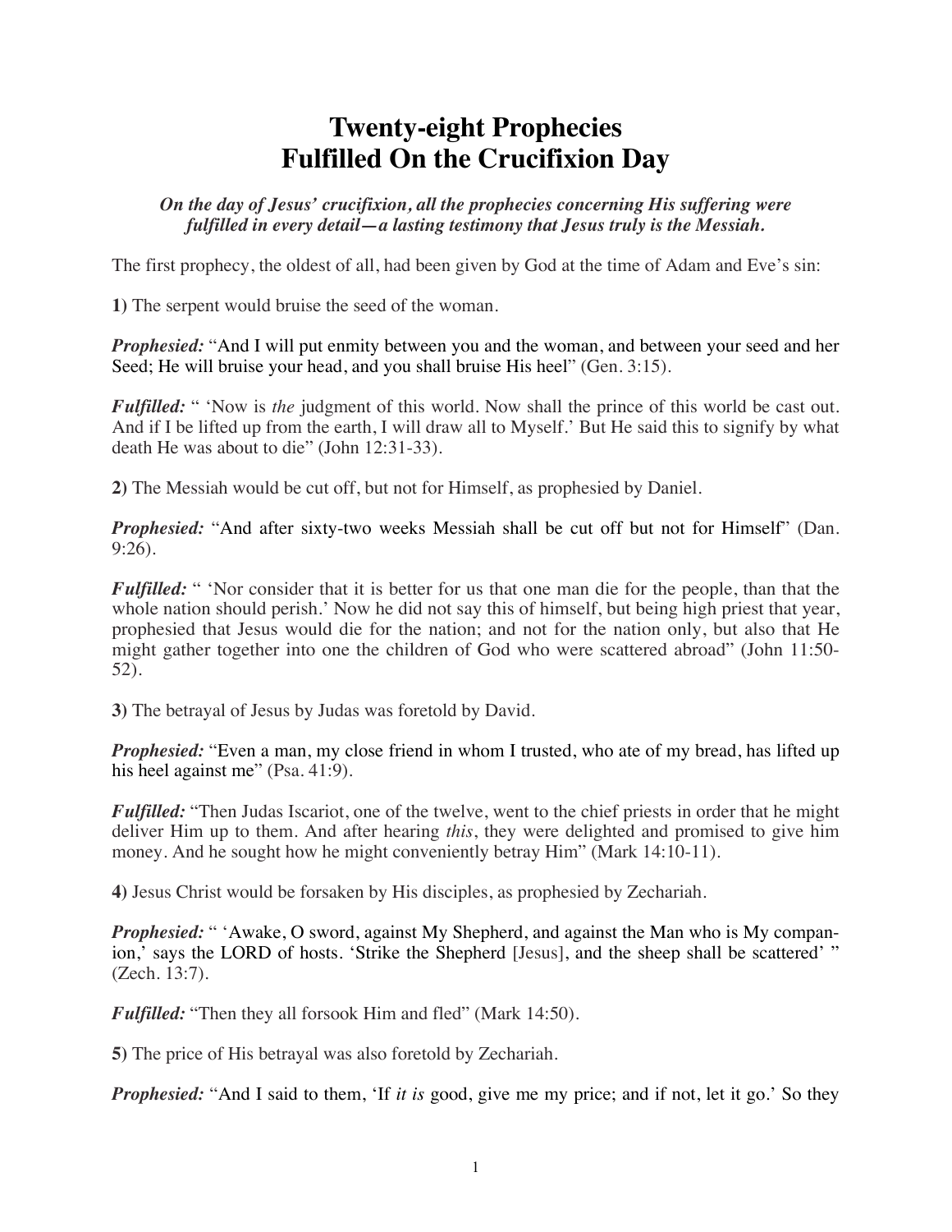# Twenty-eight Prophecies Fulfilled On the Crucifixion Day

***On the day of Jesus' crucifixion, all the prophecies concerning His suffering were fulfilled in every detail—a lasting testimony that Jesus truly is the Messiah.***

The first prophecy, the oldest of all, had been given by God at the time of Adam and Eve's sin:

**1)** The serpent would bruise the seed of the woman.

***Prophesied:*** "And I will put enmity between you and the woman, and between your seed and her Seed; He will bruise your head, and you shall bruise His heel" (Gen. 3:15).

***Fulfilled:*** " 'Now is *the* judgment of this world. Now shall the prince of this world be cast out. And if I be lifted up from the earth, I will draw all to Myself.' But He said this to signify by what death He was about to die" (John 12:31-33).

**2)** The Messiah would be cut off, but not for Himself, as prophesied by Daniel.

***Prophesied:*** "And after sixty-two weeks Messiah shall be cut off but not for Himself" (Dan. 9:26).

***Fulfilled:*** " 'Nor consider that it is better for us that one man die for the people, than that the whole nation should perish.' Now he did not say this of himself, but being high priest that year, prophesied that Jesus would die for the nation; and not for the nation only, but also that He might gather together into one the children of God who were scattered abroad" (John 11:50-52).

**3)** The betrayal of Jesus by Judas was foretold by David.

***Prophesied:*** "Even a man, my close friend in whom I trusted, who ate of my bread, has lifted up his heel against me" (Psa. 41:9).

***Fulfilled:*** "Then Judas Iscariot, one of the twelve, went to the chief priests in order that he might deliver Him up to them. And after hearing *this*, they were delighted and promised to give him money. And he sought how he might conveniently betray Him" (Mark 14:10-11).

**4)** Jesus Christ would be forsaken by His disciples, as prophesied by Zechariah.

***Prophesied:*** " 'Awake, O sword, against My Shepherd, and against the Man who is My companion,' says the LORD of hosts. 'Strike the Shepherd [Jesus], and the sheep shall be scattered' " (Zech. 13:7).

***Fulfilled:*** "Then they all forsook Him and fled" (Mark 14:50).

**5)** The price of His betrayal was also foretold by Zechariah.

***Prophesied:*** "And I said to them, 'If *it is* good, give me my price; and if not, let it go.' So they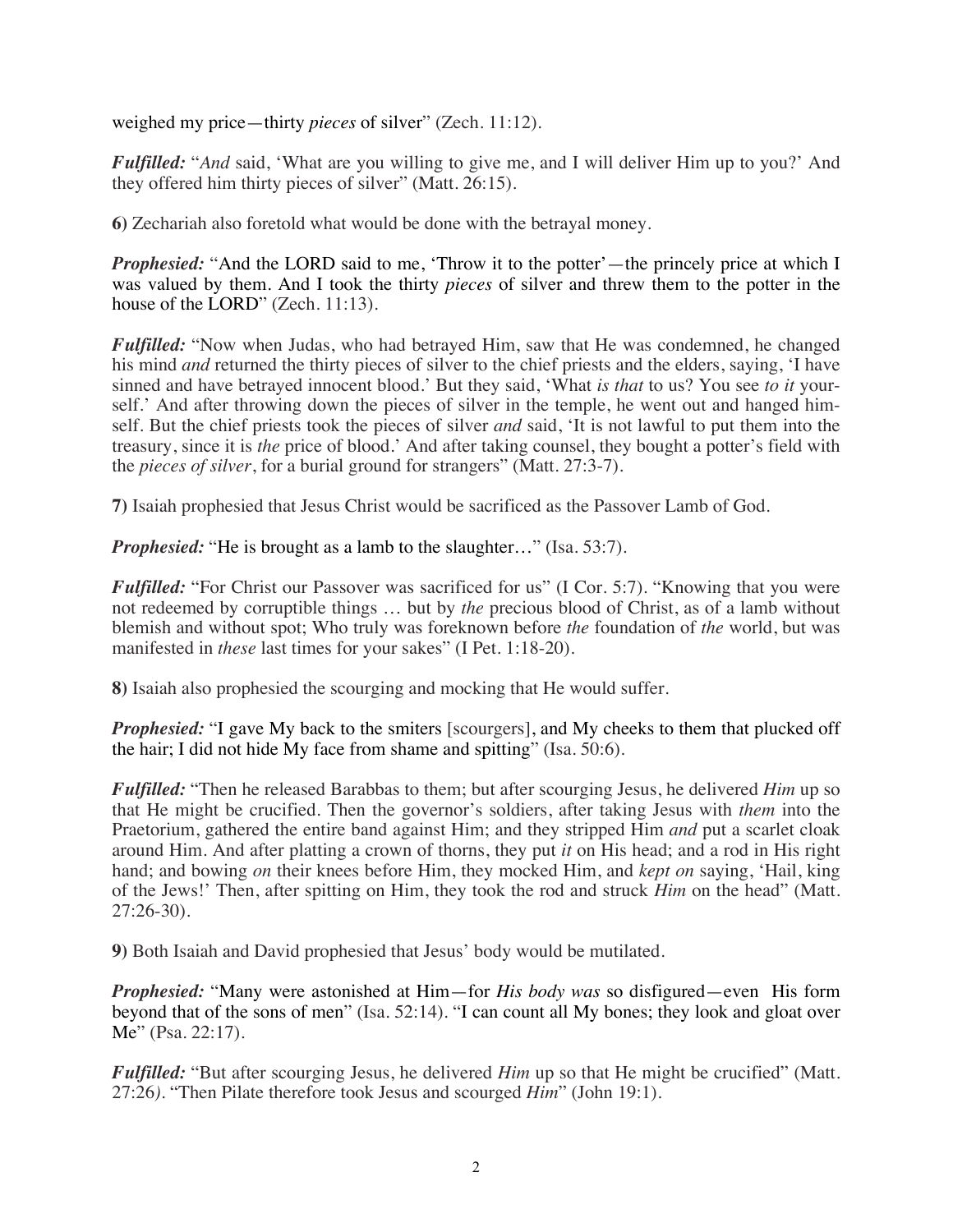weighed my price—thirty *pieces* of silver" (Zech. 11:12).

***Fulfilled:*** "*And* said, 'What are you willing to give me, and I will deliver Him up to you?' And they offered him thirty pieces of silver" (Matt. 26:15).

**6**) Zechariah also foretold what would be done with the betrayal money.

***Prophesied:*** "And the LORD said to me, 'Throw it to the potter'—the princely price at which I was valued by them. And I took the thirty *pieces* of silver and threw them to the potter in the house of the LORD" (Zech. 11:13).

***Fulfilled:*** "Now when Judas, who had betrayed Him, saw that He was condemned, he changed his mind *and* returned the thirty pieces of silver to the chief priests and the elders, saying, 'I have sinned and have betrayed innocent blood.' But they said, 'What *is that* to us? You see *to it* yourself.' And after throwing down the pieces of silver in the temple, he went out and hanged himself. But the chief priests took the pieces of silver *and* said, 'It is not lawful to put them into the treasury, since it is *the* price of blood.' And after taking counsel, they bought a potter's field with the *pieces of silver*, for a burial ground for strangers" (Matt. 27:3-7).

**7)** Isaiah prophesied that Jesus Christ would be sacrificed as the Passover Lamb of God.

***Prophesied:*** "He is brought as a lamb to the slaughter…" (Isa. 53:7).

***Fulfilled:*** "For Christ our Passover was sacrificed for us" (I Cor. 5:7). "Knowing that you were not redeemed by corruptible things … but by *the* precious blood of Christ, as of a lamb without blemish and without spot; Who truly was foreknown before *the* foundation of *the* world, but was manifested in *these* last times for your sakes" (I Pet. 1:18-20).

**8)** Isaiah also prophesied the scourging and mocking that He would suffer.

***Prophesied:*** "I gave My back to the smiters [scourgers], and My cheeks to them that plucked off the hair; I did not hide My face from shame and spitting" (Isa. 50:6).

***Fulfilled:*** "Then he released Barabbas to them; but after scourging Jesus, he delivered *Him* up so that He might be crucified. Then the governor's soldiers, after taking Jesus with *them* into the Praetorium, gathered the entire band against Him; and they stripped Him *and* put a scarlet cloak around Him. And after platting a crown of thorns, they put *it* on His head; and a rod in His right hand; and bowing *on* their knees before Him, they mocked Him, and *kept on* saying, 'Hail, king of the Jews!' Then, after spitting on Him, they took the rod and struck *Him* on the head" (Matt. 27:26-30).

**9)** Both Isaiah and David prophesied that Jesus' body would be mutilated.

***Prophesied:*** "Many were astonished at Him—for *His body was* so disfigured—even His form beyond that of the sons of men" (Isa. 52:14). "I can count all My bones; they look and gloat over Me" (Psa. 22:17).

***Fulfilled:*** "But after scourging Jesus, he delivered *Him* up so that He might be crucified" (Matt. 27:26). "Then Pilate therefore took Jesus and scourged *Him*" (John 19:1).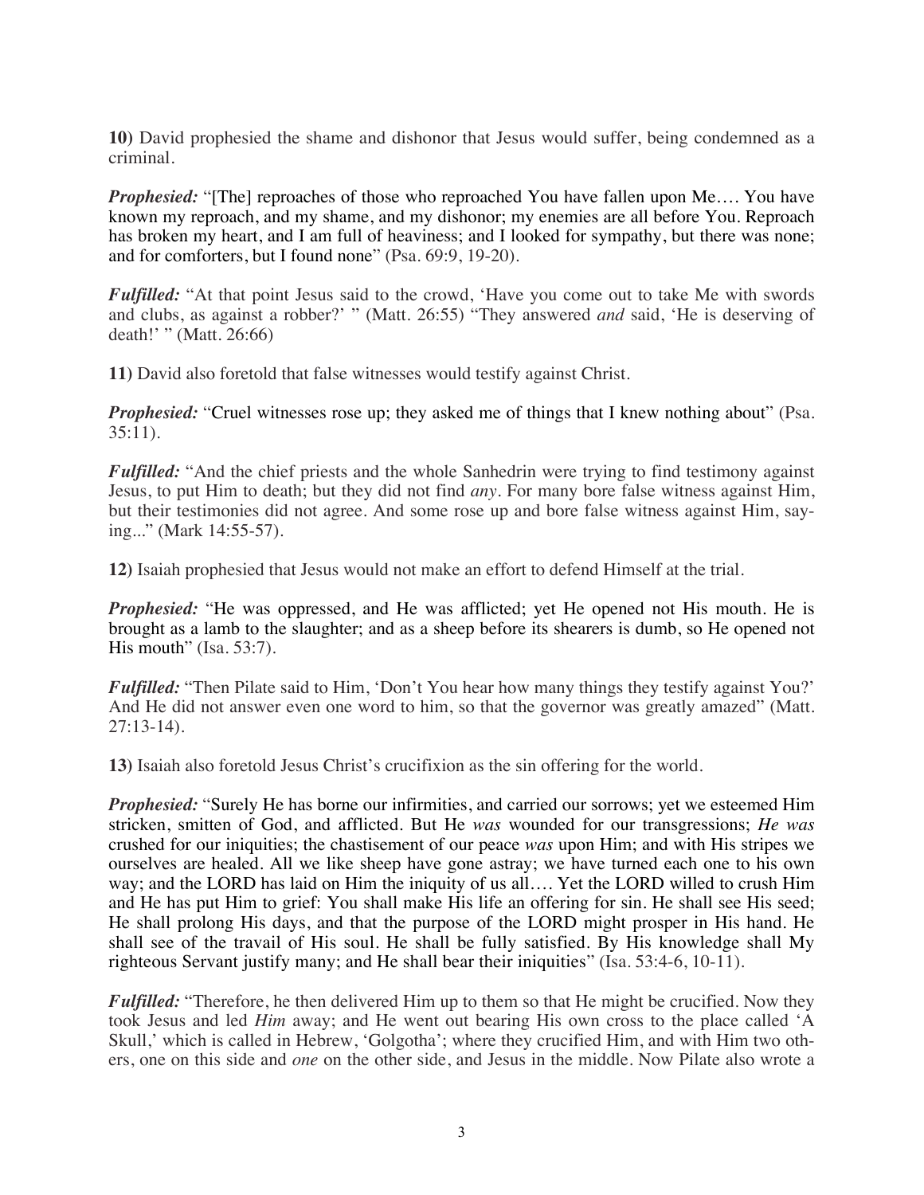**10)** David prophesied the shame and dishonor that Jesus would suffer, being condemned as a criminal.

***Prophesied:*** "[The] reproaches of those who reproached You have fallen upon Me…. You have known my reproach, and my shame, and my dishonor; my enemies are all before You. Reproach has broken my heart, and I am full of heaviness; and I looked for sympathy, but there was none; and for comforters, but I found none" (Psa. 69:9, 19-20).

***Fulfilled:*** "At that point Jesus said to the crowd, 'Have you come out to take Me with swords and clubs, as against a robber?' " (Matt. 26:55) "They answered *and* said, 'He is deserving of death!' " (Matt. 26:66)

**11)** David also foretold that false witnesses would testify against Christ.

***Prophesied:*** "Cruel witnesses rose up; they asked me of things that I knew nothing about" (Psa. 35:11).

***Fulfilled:*** "And the chief priests and the whole Sanhedrin were trying to find testimony against Jesus, to put Him to death; but they did not find *any*. For many bore false witness against Him, but their testimonies did not agree. And some rose up and bore false witness against Him, saying..." (Mark 14:55-57).

**12)** Isaiah prophesied that Jesus would not make an effort to defend Himself at the trial.

***Prophesied:*** "He was oppressed, and He was afflicted; yet He opened not His mouth. He is brought as a lamb to the slaughter; and as a sheep before its shearers is dumb, so He opened not His mouth" (Isa. 53:7).

***Fulfilled:*** "Then Pilate said to Him, 'Don't You hear how many things they testify against You?' And He did not answer even one word to him, so that the governor was greatly amazed" (Matt. 27:13-14).

**13)** Isaiah also foretold Jesus Christ's crucifixion as the sin offering for the world.

***Prophesied:*** "Surely He has borne our infirmities, and carried our sorrows; yet we esteemed Him stricken, smitten of God, and afflicted. But He *was* wounded for our transgressions; *He was* crushed for our iniquities; the chastisement of our peace *was* upon Him; and with His stripes we ourselves are healed. All we like sheep have gone astray; we have turned each one to his own way; and the LORD has laid on Him the iniquity of us all…. Yet the LORD willed to crush Him and He has put Him to grief: You shall make His life an offering for sin. He shall see His seed; He shall prolong His days, and that the purpose of the LORD might prosper in His hand. He shall see of the travail of His soul. He shall be fully satisfied. By His knowledge shall My righteous Servant justify many; and He shall bear their iniquities" (Isa. 53:4-6, 10-11).

***Fulfilled:*** "Therefore, he then delivered Him up to them so that He might be crucified. Now they took Jesus and led *Him* away; and He went out bearing His own cross to the place called 'A Skull,' which is called in Hebrew, 'Golgotha'; where they crucified Him, and with Him two others, one on this side and *one* on the other side, and Jesus in the middle. Now Pilate also wrote a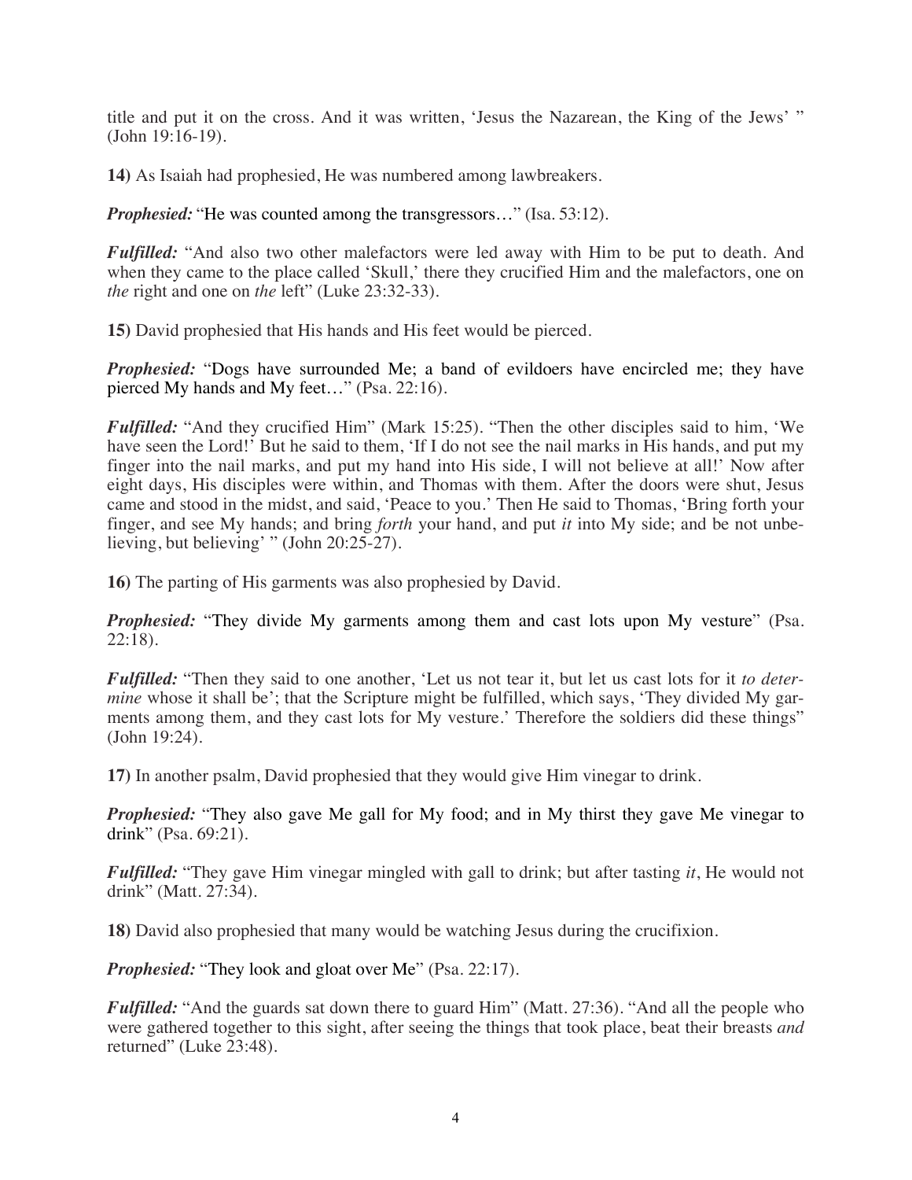title and put it on the cross. And it was written, 'Jesus the Nazarean, the King of the Jews' " (John 19:16-19).

**14)** As Isaiah had prophesied, He was numbered among lawbreakers.

***Prophesied:*** "He was counted among the transgressors…" (Isa. 53:12).

***Fulfilled:*** "And also two other malefactors were led away with Him to be put to death. And when they came to the place called 'Skull,' there they crucified Him and the malefactors, one on *the* right and one on *the* left" (Luke 23:32-33).

**15)** David prophesied that His hands and His feet would be pierced.

***Prophesied:*** "Dogs have surrounded Me; a band of evildoers have encircled me; they have pierced My hands and My feet…" (Psa. 22:16).

***Fulfilled:*** "And they crucified Him" (Mark 15:25). "Then the other disciples said to him, 'We have seen the Lord!' But he said to them, 'If I do not see the nail marks in His hands, and put my finger into the nail marks, and put my hand into His side, I will not believe at all!' Now after eight days, His disciples were within, and Thomas with them. After the doors were shut, Jesus came and stood in the midst, and said, 'Peace to you.' Then He said to Thomas, 'Bring forth your finger, and see My hands; and bring *forth* your hand, and put *it* into My side; and be not unbelieving, but believing' " (John 20:25-27).

**16)** The parting of His garments was also prophesied by David.

***Prophesied:*** "They divide My garments among them and cast lots upon My vesture" (Psa. 22:18).

***Fulfilled:*** "Then they said to one another, 'Let us not tear it, but let us cast lots for it *to determine* whose it shall be'; that the Scripture might be fulfilled, which says, 'They divided My garments among them, and they cast lots for My vesture.' Therefore the soldiers did these things" (John 19:24).

**17)** In another psalm, David prophesied that they would give Him vinegar to drink.

***Prophesied:*** "They also gave Me gall for My food; and in My thirst they gave Me vinegar to drink" (Psa. 69:21).

***Fulfilled:*** "They gave Him vinegar mingled with gall to drink; but after tasting *it*, He would not drink" (Matt. 27:34).

**18)** David also prophesied that many would be watching Jesus during the crucifixion.

***Prophesied:*** "They look and gloat over Me" (Psa. 22:17).

***Fulfilled:*** "And the guards sat down there to guard Him" (Matt. 27:36). "And all the people who were gathered together to this sight, after seeing the things that took place, beat their breasts *and* returned" (Luke 23:48).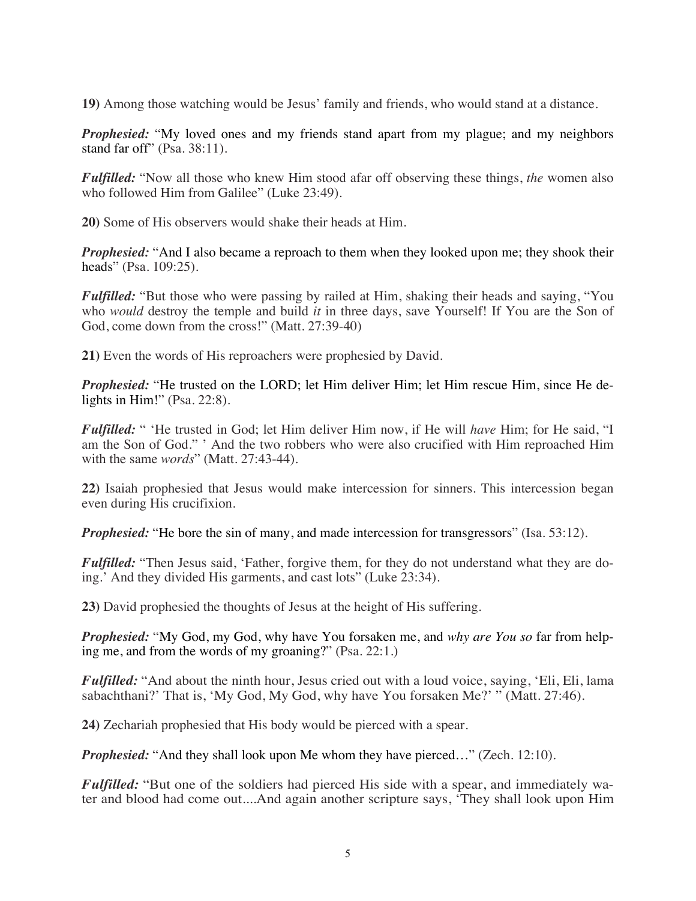**19)** Among those watching would be Jesus' family and friends, who would stand at a distance.

***Prophesied:*** "My loved ones and my friends stand apart from my plague; and my neighbors stand far off" (Psa. 38:11).

***Fulfilled:*** "Now all those who knew Him stood afar off observing these things, *the* women also who followed Him from Galilee" (Luke 23:49).

**20)** Some of His observers would shake their heads at Him.

***Prophesied:*** "And I also became a reproach to them when they looked upon me; they shook their heads" (Psa. 109:25).

***Fulfilled:*** "But those who were passing by railed at Him, shaking their heads and saying, "You who *would* destroy the temple and build *it* in three days, save Yourself! If You are the Son of God, come down from the cross!" (Matt. 27:39-40)

**21)** Even the words of His reproachers were prophesied by David.

***Prophesied:*** "He trusted on the LORD; let Him deliver Him; let Him rescue Him, since He delights in Him!" (Psa. 22:8).

***Fulfilled:*** " 'He trusted in God; let Him deliver Him now, if He will *have* Him; for He said, "I am the Son of God." ' And the two robbers who were also crucified with Him reproached Him with the same *words*" (Matt. 27:43-44).

**22)** Isaiah prophesied that Jesus would make intercession for sinners. This intercession began even during His crucifixion.

***Prophesied:*** "He bore the sin of many, and made intercession for transgressors" (Isa. 53:12).

***Fulfilled:*** "Then Jesus said, 'Father, forgive them, for they do not understand what they are doing.' And they divided His garments, and cast lots" (Luke 23:34).

**23)** David prophesied the thoughts of Jesus at the height of His suffering.

***Prophesied:*** "My God, my God, why have You forsaken me, and *why are You so* far from helping me, and from the words of my groaning?" (Psa. 22:1.)

***Fulfilled:*** "And about the ninth hour, Jesus cried out with a loud voice, saying, 'Eli, Eli, lama sabachthani?' That is, 'My God, My God, why have You forsaken Me?' " (Matt. 27:46).

**24)** Zechariah prophesied that His body would be pierced with a spear.

***Prophesied:*** "And they shall look upon Me whom they have pierced…" (Zech. 12:10).

***Fulfilled:*** "But one of the soldiers had pierced His side with a spear, and immediately water and blood had come out....And again another scripture says, 'They shall look upon Him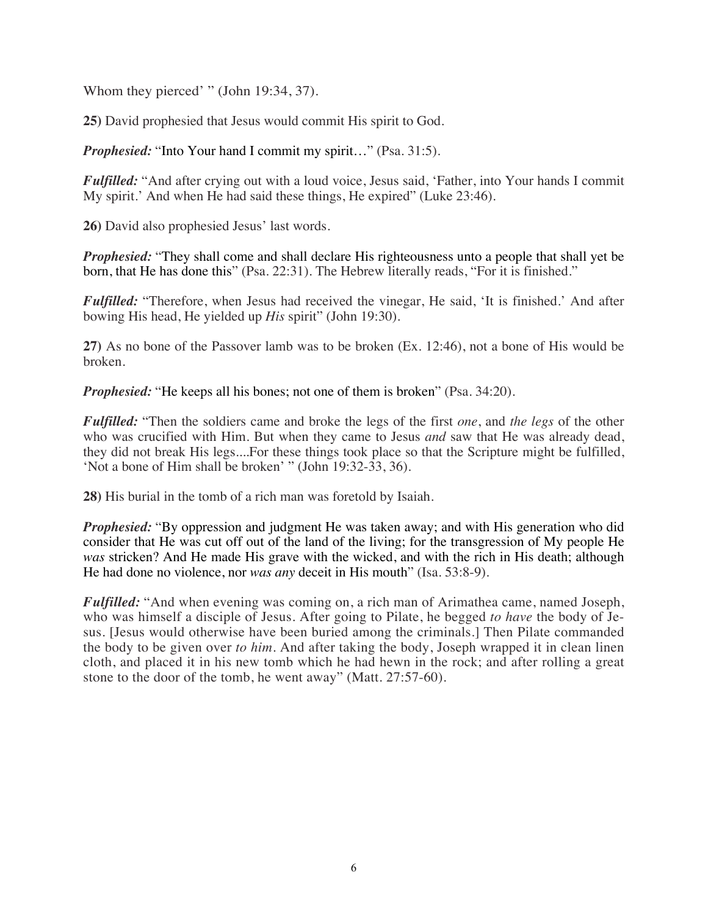Whom they pierced' " (John 19:34, 37).

**25)** David prophesied that Jesus would commit His spirit to God.

***Prophesied:*** "Into Your hand I commit my spirit…" (Psa. 31:5).

***Fulfilled:*** "And after crying out with a loud voice, Jesus said, 'Father, into Your hands I commit My spirit.' And when He had said these things, He expired" (Luke 23:46).

**26)** David also prophesied Jesus' last words.

***Prophesied:*** "They shall come and shall declare His righteousness unto a people that shall yet be born, that He has done this" (Psa. 22:31). The Hebrew literally reads, "For it is finished."

***Fulfilled:*** "Therefore, when Jesus had received the vinegar, He said, 'It is finished.' And after bowing His head, He yielded up *His* spirit" (John 19:30).

**27)** As no bone of the Passover lamb was to be broken (Ex. 12:46), not a bone of His would be broken.

***Prophesied:*** "He keeps all his bones; not one of them is broken" (Psa. 34:20).

***Fulfilled:*** "Then the soldiers came and broke the legs of the first *one*, and *the legs* of the other who was crucified with Him. But when they came to Jesus *and* saw that He was already dead, they did not break His legs....For these things took place so that the Scripture might be fulfilled, 'Not a bone of Him shall be broken' " (John 19:32-33, 36).

**28)** His burial in the tomb of a rich man was foretold by Isaiah.

***Prophesied:*** "By oppression and judgment He was taken away; and with His generation who did consider that He was cut off out of the land of the living; for the transgression of My people He *was* stricken? And He made His grave with the wicked, and with the rich in His death; although He had done no violence, nor *was any* deceit in His mouth" (Isa. 53:8-9).

***Fulfilled:*** "And when evening was coming on, a rich man of Arimathea came, named Joseph, who was himself a disciple of Jesus. After going to Pilate, he begged *to have* the body of Jesus. [Jesus would otherwise have been buried among the criminals.] Then Pilate commanded the body to be given over *to him*. And after taking the body, Joseph wrapped it in clean linen cloth, and placed it in his new tomb which he had hewn in the rock; and after rolling a great stone to the door of the tomb, he went away" (Matt. 27:57-60).